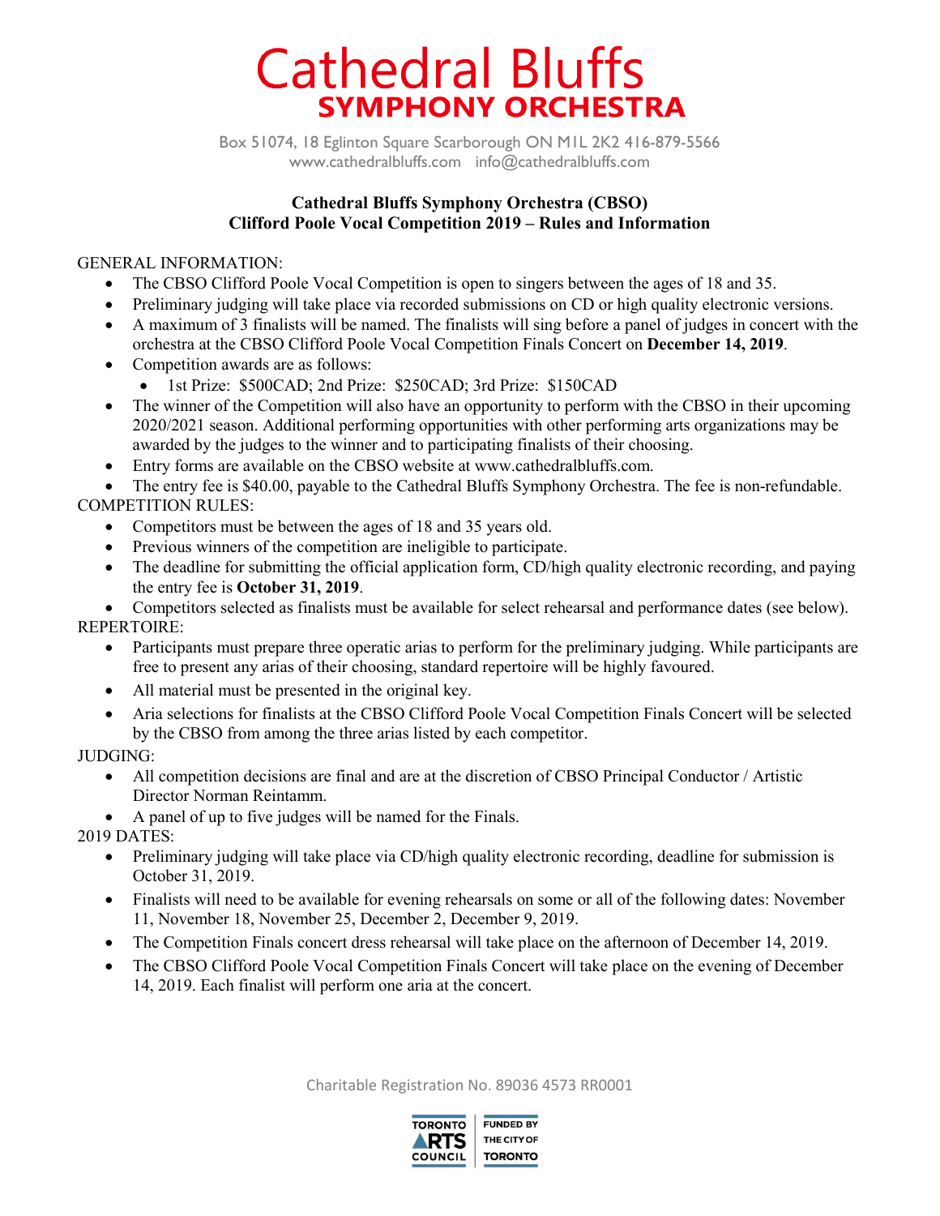# Cathedral Bluffs
## SYMPHONY ORCHESTRA

Box 51074, 18 Eglinton Square Scarborough ON M1L 2K2 416-879-5566
www.cathedralbluffs.com info@cathedralbluffs.com

**Cathedral Bluffs Symphony Orchestra (CBSO)**
**Clifford Poole Vocal Competition 2019 – Rules and Information**

GENERAL INFORMATION:

- The CBSO Clifford Poole Vocal Competition is open to singers between the ages of 18 and 35.
- Preliminary judging will take place via recorded submissions on CD or high quality electronic versions.
- A maximum of 3 finalists will be named. The finalists will sing before a panel of judges in concert with the orchestra at the CBSO Clifford Poole Vocal Competition Finals Concert on **December 14, 2019**.
- Competition awards are as follows:
  - 1st Prize: $500CAD; 2nd Prize: $250CAD; 3rd Prize: $150CAD
- The winner of the Competition will also have an opportunity to perform with the CBSO in their upcoming 2020/2021 season. Additional performing opportunities with other performing arts organizations may be awarded by the judges to the winner and to participating finalists of their choosing.
- Entry forms are available on the CBSO website at www.cathedralbluffs.com.
- The entry fee is $40.00, payable to the Cathedral Bluffs Symphony Orchestra. The fee is non-refundable.

COMPETITION RULES:

- Competitors must be between the ages of 18 and 35 years old.
- Previous winners of the competition are ineligible to participate.
- The deadline for submitting the official application form, CD/high quality electronic recording, and paying the entry fee is **October 31, 2019**.
- Competitors selected as finalists must be available for select rehearsal and performance dates (see below).

REPERTOIRE:

- Participants must prepare three operatic arias to perform for the preliminary judging. While participants are free to present any arias of their choosing, standard repertoire will be highly favoured.
- All material must be presented in the original key.
- Aria selections for finalists at the CBSO Clifford Poole Vocal Competition Finals Concert will be selected by the CBSO from among the three arias listed by each competitor.

JUDGING:

- All competition decisions are final and are at the discretion of CBSO Principal Conductor / Artistic Director Norman Reintamm.
- A panel of up to five judges will be named for the Finals.

2019 DATES:

- Preliminary judging will take place via CD/high quality electronic recording, deadline for submission is October 31, 2019.
- Finalists will need to be available for evening rehearsals on some or all of the following dates: November 11, November 18, November 25, December 2, December 9, 2019.
- The Competition Finals concert dress rehearsal will take place on the afternoon of December 14, 2019.
- The CBSO Clifford Poole Vocal Competition Finals Concert will take place on the evening of December 14, 2019. Each finalist will perform one aria at the concert.

Charitable Registration No. 89036 4573 RR0001

TORONTO ARTS COUNCIL | FUNDED BY THE CITY OF TORONTO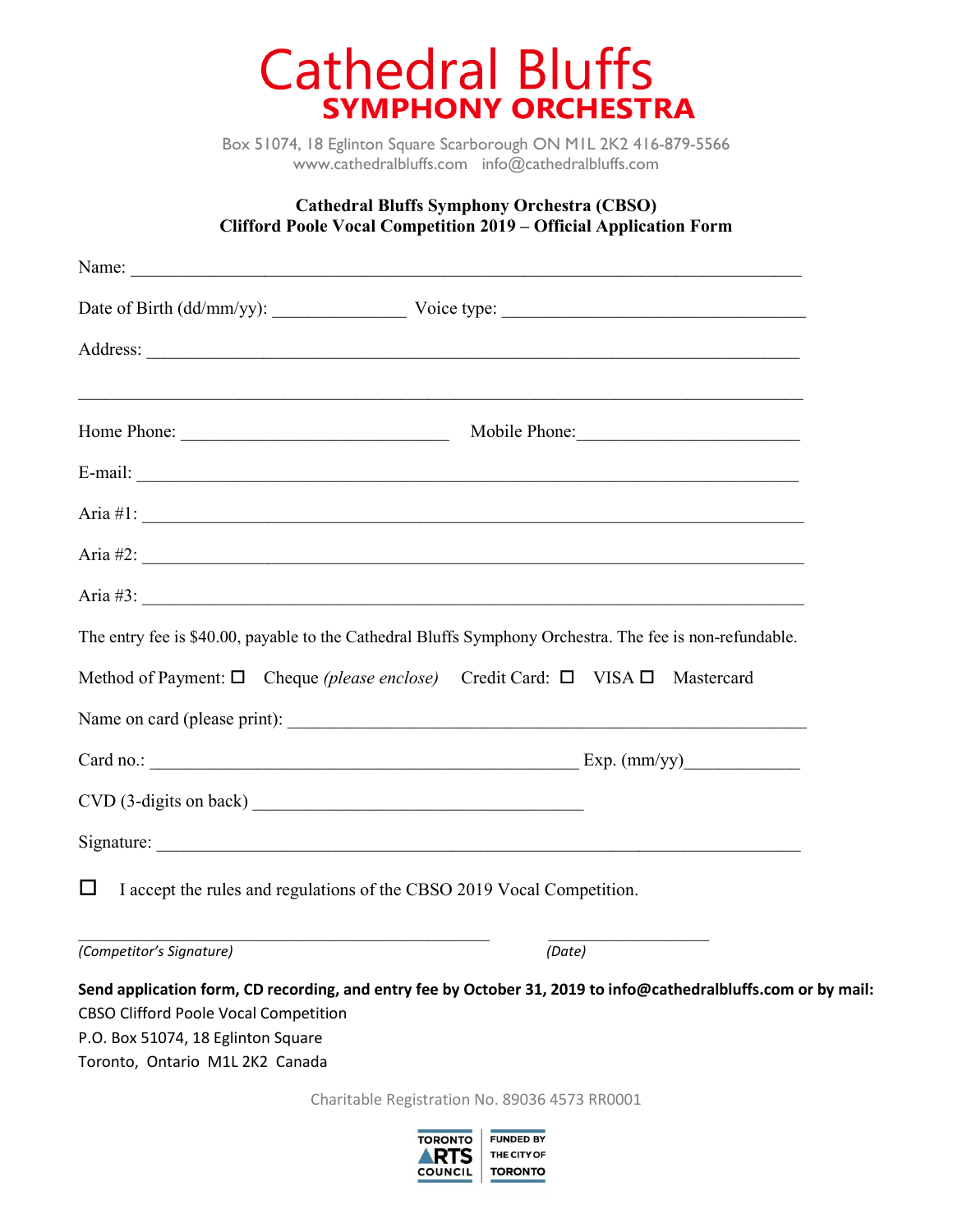# Cathedral Bluffs
## SYMPHONY ORCHESTRA

Box 51074, 18 Eglinton Square Scarborough ON M1L 2K2 416-879-5566
www.cathedralbluffs.com info@cathedralbluffs.com

**Cathedral Bluffs Symphony Orchestra (CBSO)**
**Clifford Poole Vocal Competition 2019 – Official Application Form**

Name: ___________________________________________________________________________

Date of Birth (dd/mm/yy): _______________ Voice type: __________________________________

Address: _________________________________________________________________________

___________________________________________________________________________________

Home Phone: ______________________________ Mobile Phone:_________________________

E-mail: ___________________________________________________________________________

Aria #1: __________________________________________________________________________

Aria #2: __________________________________________________________________________

Aria #3: __________________________________________________________________________

The entry fee is $40.00, payable to the Cathedral Bluffs Symphony Orchestra. The fee is non-refundable.

Method of Payment: ☐ Cheque *(please enclose)* Credit Card: ☐ VISA ☐ Mastercard

Name on card (please print): ____________________________________________________

Card no.: ________________________________________________ Exp. (mm/yy)_____________

CVD (3-digits on back) _____________________________________

Signature: ________________________________________________________________________

☐ I accept the rules and regulations of the CBSO 2019 Vocal Competition.

______________________________________________ ____________________
*(Competitor's Signature)* *(Date)*

**Send application form, CD recording, and entry fee by October 31, 2019 to info@cathedralbluffs.com or by mail:**

CBSO Clifford Poole Vocal Competition
P.O. Box 51074, 18 Eglinton Square
Toronto, Ontario M1L 2K2 Canada

Charitable Registration No. 89036 4573 RR0001

TORONTO ARTS COUNCIL | FUNDED BY THE CITY OF TORONTO